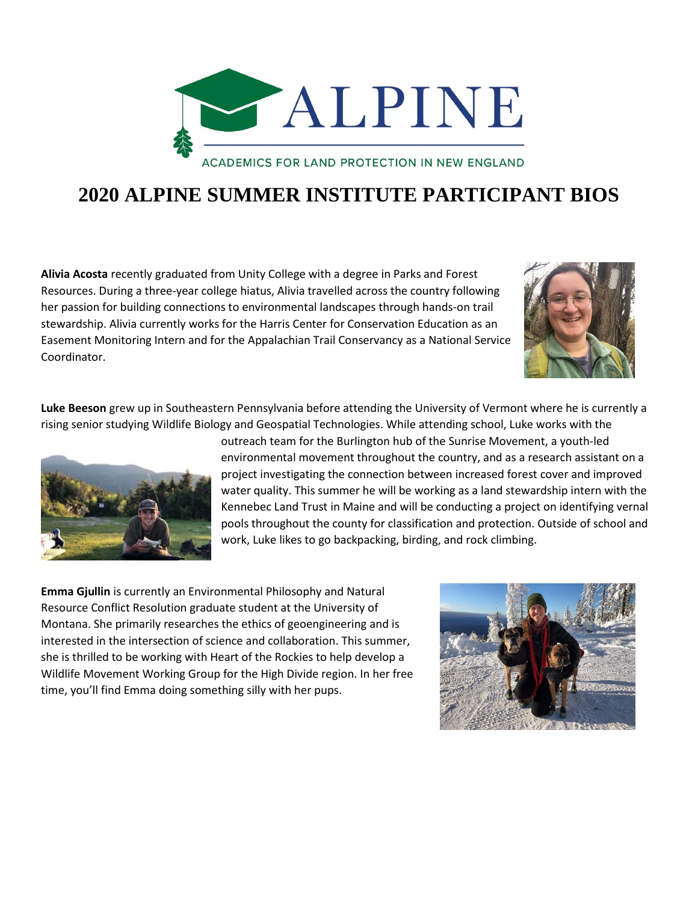ALPINE

ACADEMICS FOR LAND PROTECTION IN NEW ENGLAND

# 2020 ALPINE SUMMER INSTITUTE PARTICIPANT BIOS

**Alivia Acosta** recently graduated from Unity College with a degree in Parks and Forest Resources. During a three-year college hiatus, Alivia travelled across the country following her passion for building connections to environmental landscapes through hands-on trail stewardship. Alivia currently works for the Harris Center for Conservation Education as an Easement Monitoring Intern and for the Appalachian Trail Conservancy as a National Service Coordinator.

**Luke Beeson** grew up in Southeastern Pennsylvania before attending the University of Vermont where he is currently a rising senior studying Wildlife Biology and Geospatial Technologies. While attending school, Luke works with the outreach team for the Burlington hub of the Sunrise Movement, a youth-led environmental movement throughout the country, and as a research assistant on a project investigating the connection between increased forest cover and improved water quality. This summer he will be working as a land stewardship intern with the Kennebec Land Trust in Maine and will be conducting a project on identifying vernal pools throughout the county for classification and protection. Outside of school and work, Luke likes to go backpacking, birding, and rock climbing.

**Emma Gjullin** is currently an Environmental Philosophy and Natural Resource Conflict Resolution graduate student at the University of Montana. She primarily researches the ethics of geoengineering and is interested in the intersection of science and collaboration. This summer, she is thrilled to be working with Heart of the Rockies to help develop a Wildlife Movement Working Group for the High Divide region. In her free time, you'll find Emma doing something silly with her pups.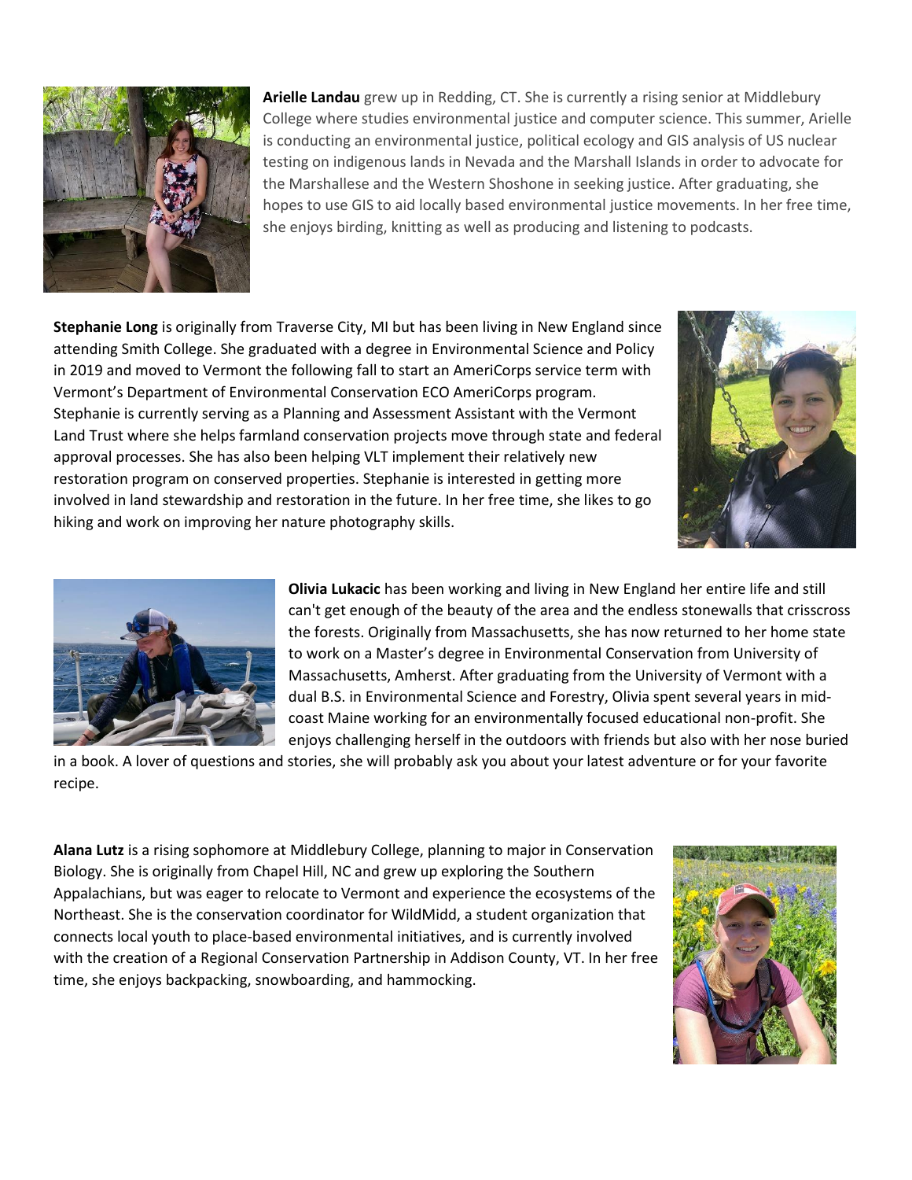**Arielle Landau** grew up in Redding, CT. She is currently a rising senior at Middlebury College where studies environmental justice and computer science. This summer, Arielle is conducting an environmental justice, political ecology and GIS analysis of US nuclear testing on indigenous lands in Nevada and the Marshall Islands in order to advocate for the Marshallese and the Western Shoshone in seeking justice. After graduating, she hopes to use GIS to aid locally based environmental justice movements. In her free time, she enjoys birding, knitting as well as producing and listening to podcasts.

**Stephanie Long** is originally from Traverse City, MI but has been living in New England since attending Smith College. She graduated with a degree in Environmental Science and Policy in 2019 and moved to Vermont the following fall to start an AmeriCorps service term with Vermont's Department of Environmental Conservation ECO AmeriCorps program. Stephanie is currently serving as a Planning and Assessment Assistant with the Vermont Land Trust where she helps farmland conservation projects move through state and federal approval processes. She has also been helping VLT implement their relatively new restoration program on conserved properties. Stephanie is interested in getting more involved in land stewardship and restoration in the future. In her free time, she likes to go hiking and work on improving her nature photography skills.

**Olivia Lukacic** has been working and living in New England her entire life and still can't get enough of the beauty of the area and the endless stonewalls that crisscross the forests. Originally from Massachusetts, she has now returned to her home state to work on a Master's degree in Environmental Conservation from University of Massachusetts, Amherst. After graduating from the University of Vermont with a dual B.S. in Environmental Science and Forestry, Olivia spent several years in mid-coast Maine working for an environmentally focused educational non-profit. She enjoys challenging herself in the outdoors with friends but also with her nose buried in a book. A lover of questions and stories, she will probably ask you about your latest adventure or for your favorite recipe.

**Alana Lutz** is a rising sophomore at Middlebury College, planning to major in Conservation Biology. She is originally from Chapel Hill, NC and grew up exploring the Southern Appalachians, but was eager to relocate to Vermont and experience the ecosystems of the Northeast. She is the conservation coordinator for WildMidd, a student organization that connects local youth to place-based environmental initiatives, and is currently involved with the creation of a Regional Conservation Partnership in Addison County, VT. In her free time, she enjoys backpacking, snowboarding, and hammocking.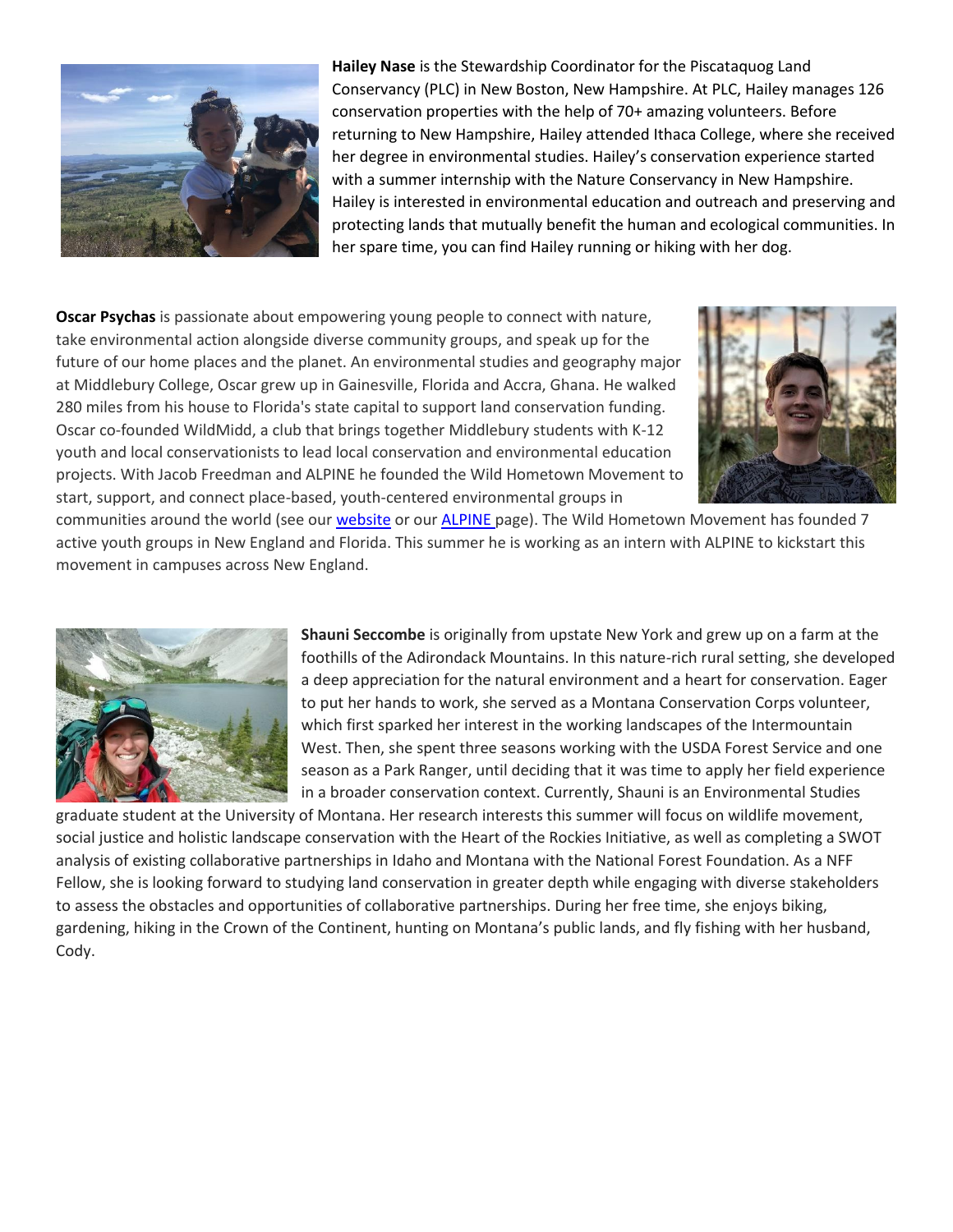**Hailey Nase** is the Stewardship Coordinator for the Piscataquog Land Conservancy (PLC) in New Boston, New Hampshire. At PLC, Hailey manages 126 conservation properties with the help of 70+ amazing volunteers. Before returning to New Hampshire, Hailey attended Ithaca College, where she received her degree in environmental studies. Hailey's conservation experience started with a summer internship with the Nature Conservancy in New Hampshire. Hailey is interested in environmental education and outreach and preserving and protecting lands that mutually benefit the human and ecological communities. In her spare time, you can find Hailey running or hiking with her dog.

**Oscar Psychas** is passionate about empowering young people to connect with nature, take environmental action alongside diverse community groups, and speak up for the future of our home places and the planet. An environmental studies and geography major at Middlebury College, Oscar grew up in Gainesville, Florida and Accra, Ghana. He walked 280 miles from his house to Florida's state capital to support land conservation funding. Oscar co-founded WildMidd, a club that brings together Middlebury students with K-12 youth and local conservationists to lead local conservation and environmental education projects. With Jacob Freedman and ALPINE he founded the Wild Hometown Movement to start, support, and connect place-based, youth-centered environmental groups in communities around the world (see our website or our ALPINE page). The Wild Hometown Movement has founded 7 active youth groups in New England and Florida. This summer he is working as an intern with ALPINE to kickstart this movement in campuses across New England.

**Shauni Seccombe** is originally from upstate New York and grew up on a farm at the foothills of the Adirondack Mountains. In this nature-rich rural setting, she developed a deep appreciation for the natural environment and a heart for conservation. Eager to put her hands to work, she served as a Montana Conservation Corps volunteer, which first sparked her interest in the working landscapes of the Intermountain West. Then, she spent three seasons working with the USDA Forest Service and one season as a Park Ranger, until deciding that it was time to apply her field experience in a broader conservation context. Currently, Shauni is an Environmental Studies graduate student at the University of Montana. Her research interests this summer will focus on wildlife movement, social justice and holistic landscape conservation with the Heart of the Rockies Initiative, as well as completing a SWOT analysis of existing collaborative partnerships in Idaho and Montana with the National Forest Foundation. As a NFF Fellow, she is looking forward to studying land conservation in greater depth while engaging with diverse stakeholders to assess the obstacles and opportunities of collaborative partnerships. During her free time, she enjoys biking, gardening, hiking in the Crown of the Continent, hunting on Montana's public lands, and fly fishing with her husband, Cody.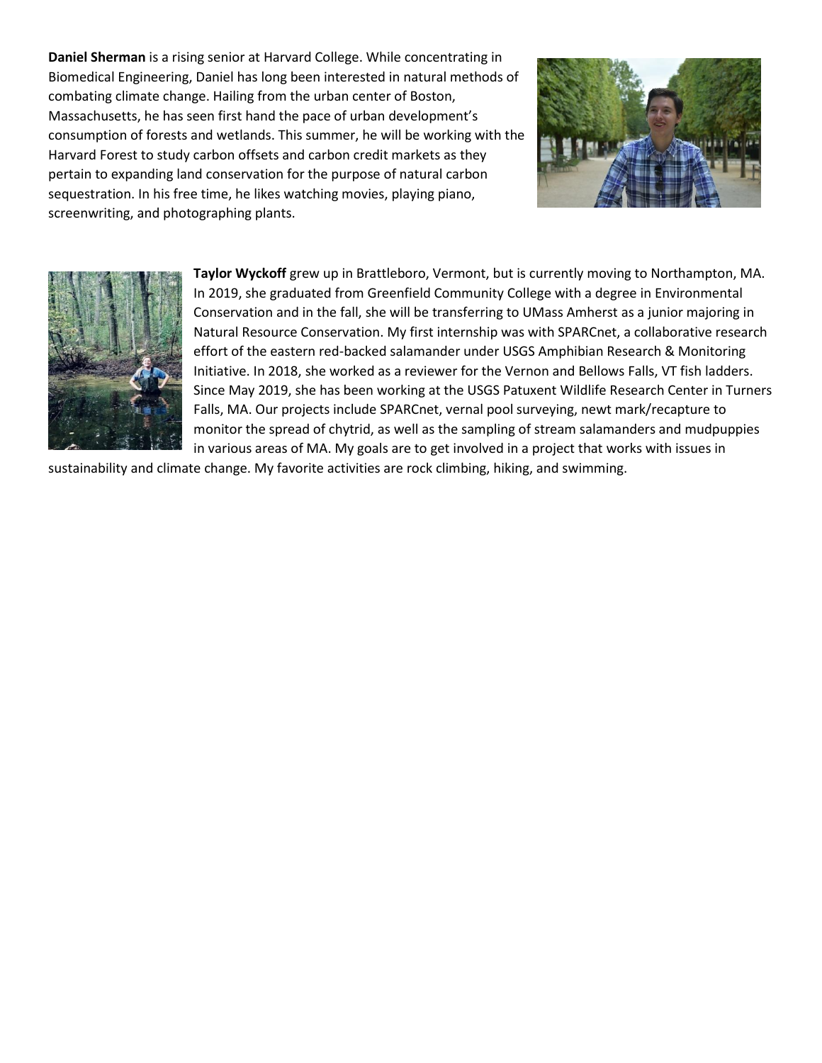**Daniel Sherman** is a rising senior at Harvard College. While concentrating in Biomedical Engineering, Daniel has long been interested in natural methods of combating climate change. Hailing from the urban center of Boston, Massachusetts, he has seen first hand the pace of urban development's consumption of forests and wetlands. This summer, he will be working with the Harvard Forest to study carbon offsets and carbon credit markets as they pertain to expanding land conservation for the purpose of natural carbon sequestration. In his free time, he likes watching movies, playing piano, screenwriting, and photographing plants.

**Taylor Wyckoff** grew up in Brattleboro, Vermont, but is currently moving to Northampton, MA. In 2019, she graduated from Greenfield Community College with a degree in Environmental Conservation and in the fall, she will be transferring to UMass Amherst as a junior majoring in Natural Resource Conservation. My first internship was with SPARCnet, a collaborative research effort of the eastern red-backed salamander under USGS Amphibian Research & Monitoring Initiative. In 2018, she worked as a reviewer for the Vernon and Bellows Falls, VT fish ladders. Since May 2019, she has been working at the USGS Patuxent Wildlife Research Center in Turners Falls, MA. Our projects include SPARCnet, vernal pool surveying, newt mark/recapture to monitor the spread of chytrid, as well as the sampling of stream salamanders and mudpuppies in various areas of MA. My goals are to get involved in a project that works with issues in sustainability and climate change. My favorite activities are rock climbing, hiking, and swimming.